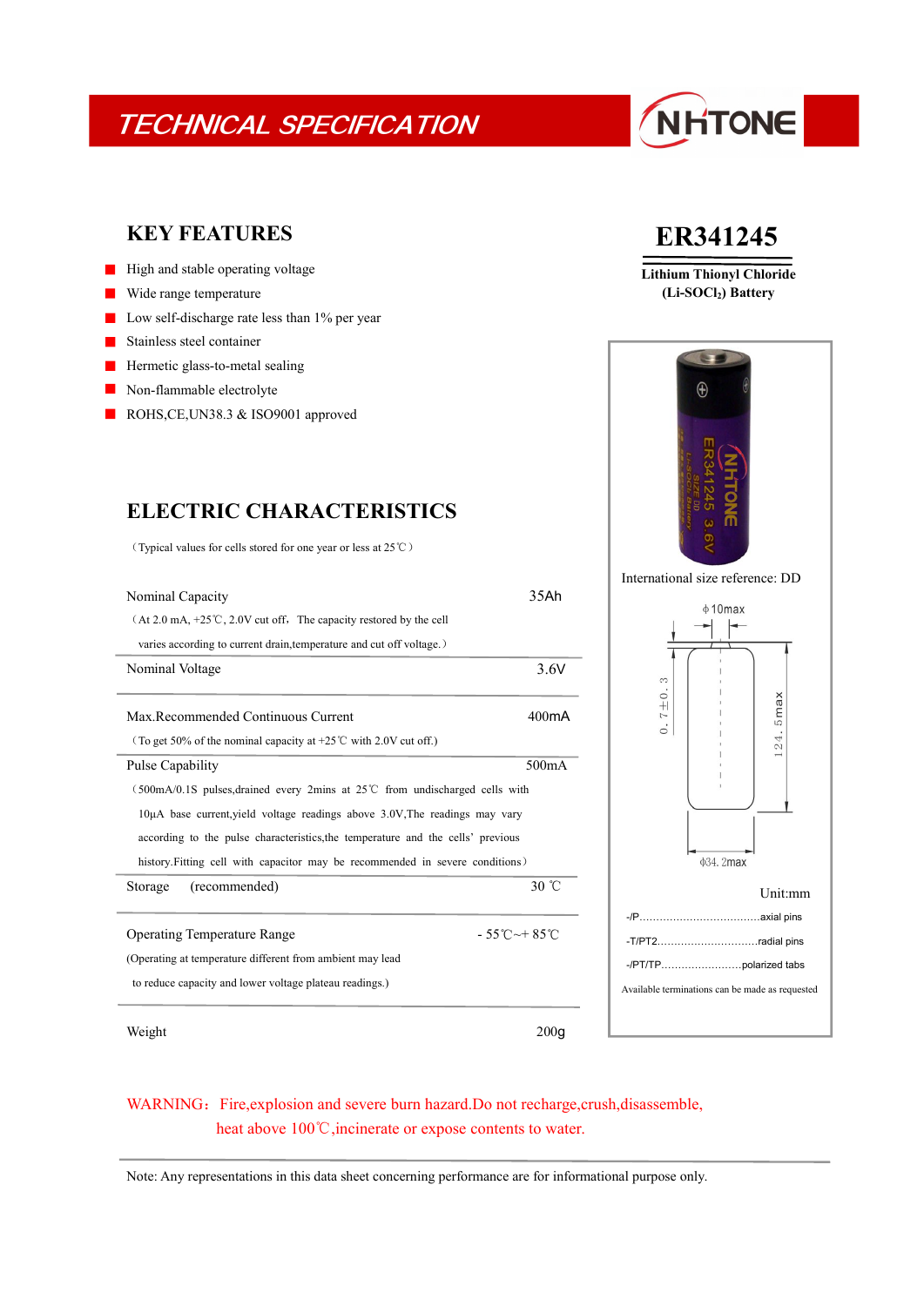# TECHNICAL SPECIFICATION

NHTONE

## ER341245

**Lithium Thionyl Chloride ($Li\text{-}SOCl_2$) Battery**

## KEY FEATURES

- High and stable operating voltage
- Wide range temperature
- Low self-discharge rate less than 1% per year
- Stainless steel container
- Hermetic glass-to-metal sealing
- Non-flammable electrolyte
- ROHS,CE,UN38.3 & ISO9001 approved

## ELECTRIC CHARACTERISTICS

（Typical values for cells stored for one year or less at 25℃）

| Characteristic | Value |
|---|---|
| Nominal Capacity<br>（At 2.0 mA, +25℃, 2.0V cut off，The capacity restored by the cell varies according to current drain,temperature and cut off voltage.） | 35Ah |
| Nominal Voltage | 3.6V |
| Max.Recommended Continuous Current<br>（To get 50% of the nominal capacity at +25℃ with 2.0V cut off.) | 400mA |
| Pulse Capability<br>（500mA/0.1S pulses,drained every 2mins at 25℃ from undischarged cells with 10µA base current,yield voltage readings above 3.0V,The readings may vary according to the pulse characteristics,the temperature and the cells' previous history.Fitting cell with capacitor may be recommended in severe conditions） | 500mA |
| Storage (recommended) | 30 ℃ |
| Operating Temperature Range<br>(Operating at temperature different from ambient may lead to reduce capacity and lower voltage plateau readings.) | - 55℃~+ 85℃ |
| Weight | 200g |

International size reference: DD

ϕ10max

0.7±0.3

124.5max

ϕ34.2max

Unit:mm

-/P....................................axial pins

-/T/PT2..............................radial pins

-/PT/TP........................polarized tabs

Available terminations can be made as requested

WARNING：Fire,explosion and severe burn hazard.Do not recharge,crush,disassemble, heat above 100℃,incinerate or expose contents to water.

Note: Any representations in this data sheet concerning performance are for informational purpose only.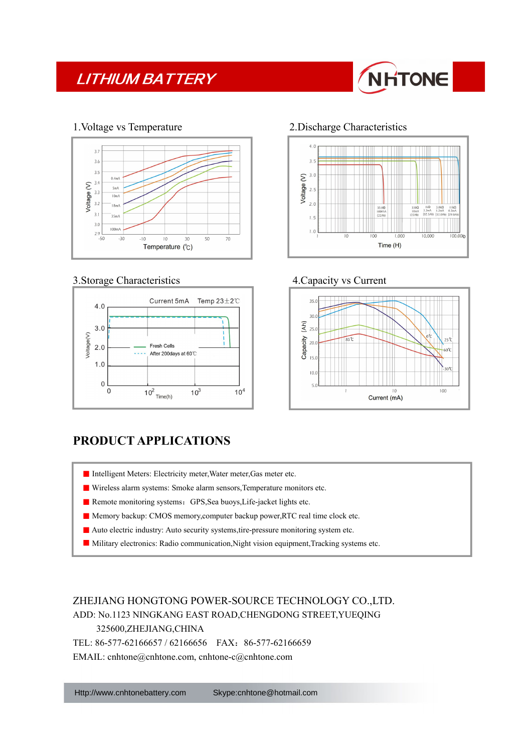# LITHIUM BATTERY

NHTONE

## 1.Voltage vs Temperature

Voltage (V)

3.7
3.6
3.5
3.4
3.3
3.2
3.1
3.0
2.9

0.4mA
5mA
10mA
18mA
35mA
100mA

-50 -30 -10 10 30 50 70

Temperature (℃)

## 2.Discharge Characteristics

Voltage (V)

4.0
3.5
3.0
2.5
2.0
1.5
1.0

33.0Ω 100mA (22Ah)
330Ω 10mA (35Ah)
1kΩ 3.3mA (32.5Ah)
3.0kΩ 1.2mA (32.0Ah)
11kΩ 0.3mA (29.0Ah)

1 10 100 1,000 10,000 100,000

Time (H)

## 3.Storage Characteristics

Current 5mA Temp 23±2℃

Voltage(V)

4.0
3.0
2.0
1.0
0

Fresh Cells
After 200days at 60℃

0 $10^2$ $10^3$ $10^4$

Time(h)

## 4.Capacity vs Current

Capacity (Ah)

35.0
30.0
25.0
20.0
15.0
10.0
5.0

85℃
0℃
25℃
60℃
-30℃

1 10 100

Current (mA)

# PRODUCT APPLICATIONS

- Intelligent Meters: Electricity meter,Water meter,Gas meter etc.
- Wireless alarm systems: Smoke alarm sensors,Temperature monitors etc.
- Remote monitoring systems：GPS,Sea buoys,Life-jacket lights etc.
- Memory backup: CMOS memory,computer backup power,RTC real time clock etc.
- Auto electric industry: Auto security systems,tire-pressure monitoring system etc.
- Military electronics: Radio communication,Night vision equipment,Tracking systems etc.

ZHEJIANG HONGTONG POWER-SOURCE TECHNOLOGY CO.,LTD.

ADD: No.1123 NINGKANG EAST ROAD,CHENGDONG STREET,YUEQING
325600,ZHEJIANG,CHINA

TEL: 86-577-62166657 / 62166656 FAX：86-577-62166659

EMAIL: cnhtone@cnhtone.com, cnhtone-c@cnhtone.com

Http://www.cnhtonebattery.com Skype:cnhtone@hotmail.com